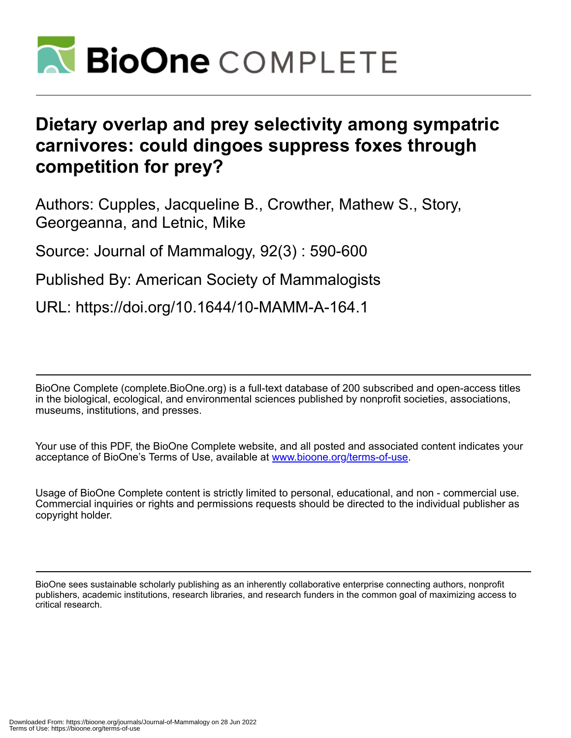# Dietary overlap and prey selectivity among sympatric carnivores: could dingoes suppress foxes through competition for prey?

Authors: Cupples, Jacqueline B., Crowther, Mathew S., Story, Georgeanna, and Letnic, Mike

Source: Journal of Mammalogy, 92(3) : 590-600

Published By: American Society of Mammalogists

URL: https://doi.org/10.1644/10-MAMM-A-164.1

BioOne Complete (complete.BioOne.org) is a full-text database of 200 subscribed and open-access titles in the biological, ecological, and environmental sciences published by nonprofit societies, associations, museums, institutions, and presses.

Your use of this PDF, the BioOne Complete website, and all posted and associated content indicates your acceptance of BioOne's Terms of Use, available at www.bioone.org/terms-of-use.

Usage of BioOne Complete content is strictly limited to personal, educational, and non - commercial use. Commercial inquiries or rights and permissions requests should be directed to the individual publisher as copyright holder.

BioOne sees sustainable scholarly publishing as an inherently collaborative enterprise connecting authors, nonprofit publishers, academic institutions, research libraries, and research funders in the common goal of maximizing access to critical research.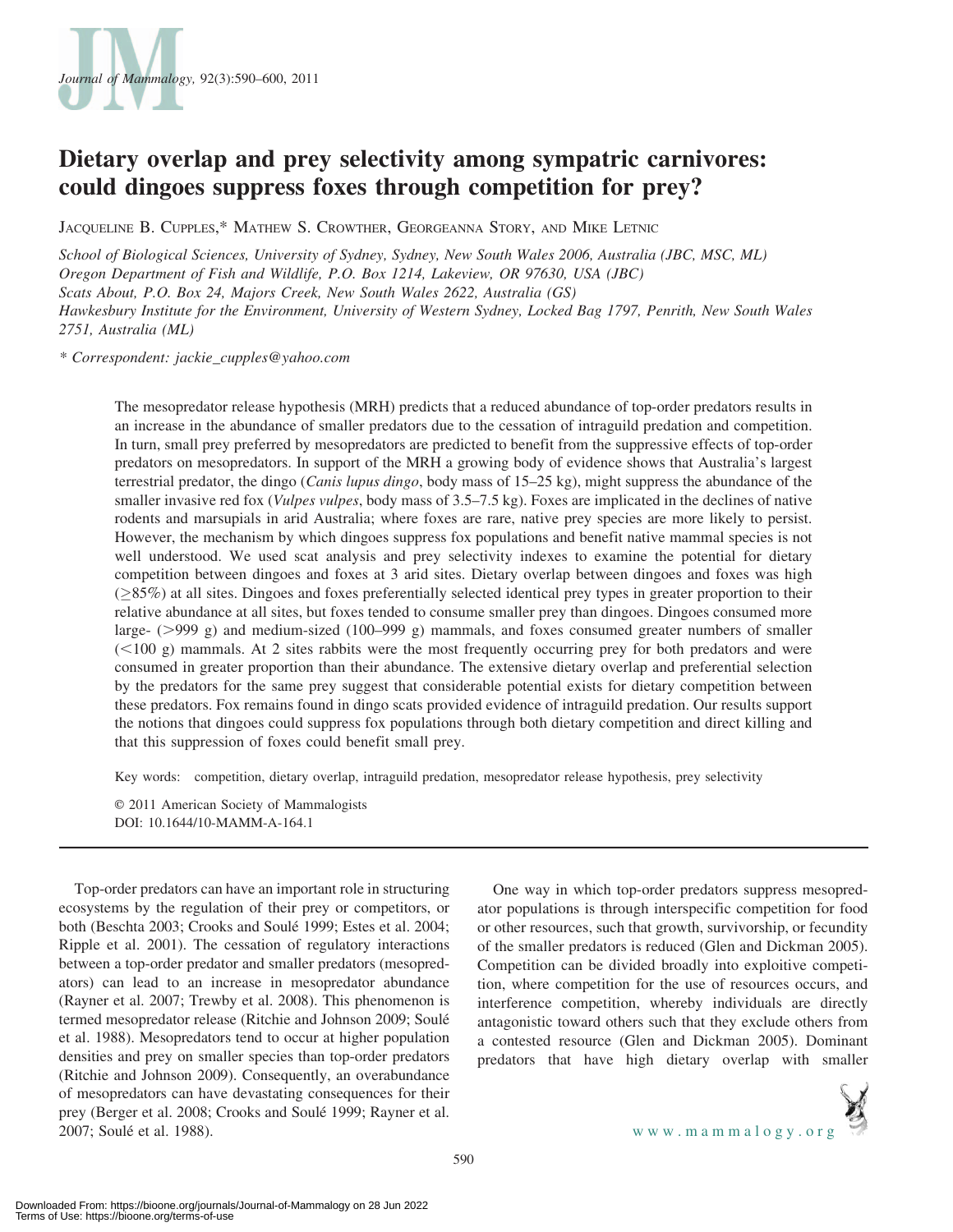# Dietary overlap and prey selectivity among sympatric carnivores: could dingoes suppress foxes through competition for prey?

Jacqueline B. Cupples,* Mathew S. Crowther, Georgeanna Story, and Mike Letnic

*School of Biological Sciences, University of Sydney, Sydney, New South Wales 2006, Australia (JBC, MSC, ML)*
*Oregon Department of Fish and Wildlife, P.O. Box 1214, Lakeview, OR 97630, USA (JBC)*
*Scats About, P.O. Box 24, Majors Creek, New South Wales 2622, Australia (GS)*
*Hawkesbury Institute for the Environment, University of Western Sydney, Locked Bag 1797, Penrith, New South Wales 2751, Australia (ML)*

*\* Correspondent: jackie_cupples@yahoo.com*

The mesopredator release hypothesis (MRH) predicts that a reduced abundance of top-order predators results in an increase in the abundance of smaller predators due to the cessation of intraguild predation and competition. In turn, small prey preferred by mesopredators are predicted to benefit from the suppressive effects of top-order predators on mesopredators. In support of the MRH a growing body of evidence shows that Australia's largest terrestrial predator, the dingo (*Canis lupus dingo*, body mass of 15–25 kg), might suppress the abundance of the smaller invasive red fox (*Vulpes vulpes*, body mass of 3.5–7.5 kg). Foxes are implicated in the declines of native rodents and marsupials in arid Australia; where foxes are rare, native prey species are more likely to persist. However, the mechanism by which dingoes suppress fox populations and benefit native mammal species is not well understood. We used scat analysis and prey selectivity indexes to examine the potential for dietary competition between dingoes and foxes at 3 arid sites. Dietary overlap between dingoes and foxes was high ($\geq$85%) at all sites. Dingoes and foxes preferentially selected identical prey types in greater proportion to their relative abundance at all sites, but foxes tended to consume smaller prey than dingoes. Dingoes consumed more large- (>999 g) and medium-sized (100–999 g) mammals, and foxes consumed greater numbers of smaller (<100 g) mammals. At 2 sites rabbits were the most frequently occurring prey for both predators and were consumed in greater proportion than their abundance. The extensive dietary overlap and preferential selection by the predators for the same prey suggest that considerable potential exists for dietary competition between these predators. Fox remains found in dingo scats provided evidence of intraguild predation. Our results support the notions that dingoes could suppress fox populations through both dietary competition and direct killing and that this suppression of foxes could benefit small prey.

Key words: competition, dietary overlap, intraguild predation, mesopredator release hypothesis, prey selectivity

© 2011 American Society of Mammalogists
DOI: 10.1644/10-MAMM-A-164.1

Top-order predators can have an important role in structuring ecosystems by the regulation of their prey or competitors, or both (Beschta 2003; Crooks and Soulé 1999; Estes et al. 2004; Ripple et al. 2001). The cessation of regulatory interactions between a top-order predator and smaller predators (mesopredators) can lead to an increase in mesopredator abundance (Rayner et al. 2007; Trewby et al. 2008). This phenomenon is termed mesopredator release (Ritchie and Johnson 2009; Soulé et al. 1988). Mesopredators tend to occur at higher population densities and prey on smaller species than top-order predators (Ritchie and Johnson 2009). Consequently, an overabundance of mesopredators can have devastating consequences for their prey (Berger et al. 2008; Crooks and Soulé 1999; Rayner et al. 2007; Soulé et al. 1988).

One way in which top-order predators suppress mesopredator populations is through interspecific competition for food or other resources, such that growth, survivorship, or fecundity of the smaller predators is reduced (Glen and Dickman 2005). Competition can be divided broadly into exploitive competition, where competition for the use of resources occurs, and interference competition, whereby individuals are directly antagonistic toward others such that they exclude others from a contested resource (Glen and Dickman 2005). Dominant predators that have high dietary overlap with smaller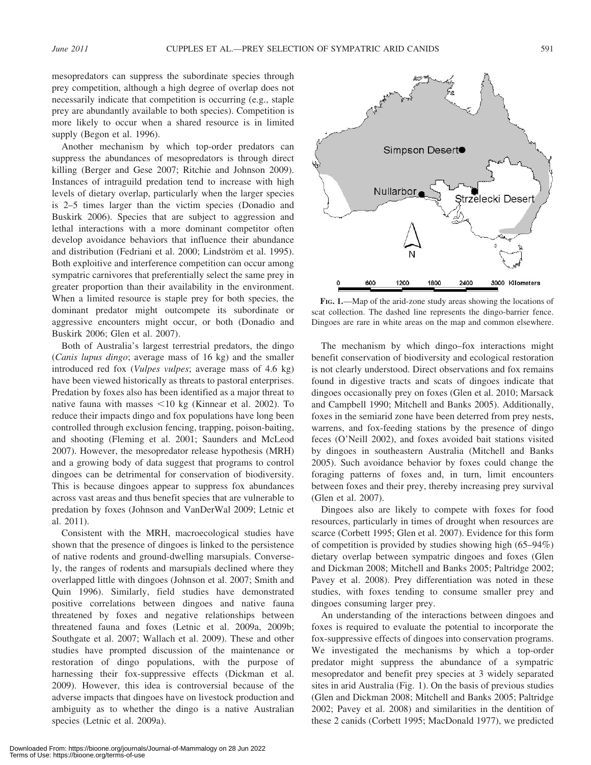mesopredators can suppress the subordinate species through prey competition, although a high degree of overlap does not necessarily indicate that competition is occurring (e.g., staple prey are abundantly available to both species). Competition is more likely to occur when a shared resource is in limited supply (Begon et al. 1996).

Another mechanism by which top-order predators can suppress the abundances of mesopredators is through direct killing (Berger and Gese 2007; Ritchie and Johnson 2009). Instances of intraguild predation tend to increase with high levels of dietary overlap, particularly when the larger species is 2–5 times larger than the victim species (Donadio and Buskirk 2006). Species that are subject to aggression and lethal interactions with a more dominant competitor often develop avoidance behaviors that influence their abundance and distribution (Fedriani et al. 2000; Lindström et al. 1995). Both exploitive and interference competition can occur among sympatric carnivores that preferentially select the same prey in greater proportion than their availability in the environment. When a limited resource is staple prey for both species, the dominant predator might outcompete its subordinate or aggressive encounters might occur, or both (Donadio and Buskirk 2006; Glen et al. 2007).

Both of Australia's largest terrestrial predators, the dingo (*Canis lupus dingo*; average mass of 16 kg) and the smaller introduced red fox (*Vulpes vulpes*; average mass of 4.6 kg) have been viewed historically as threats to pastoral enterprises. Predation by foxes also has been identified as a major threat to native fauna with masses <10 kg (Kinnear et al. 2002). To reduce their impacts dingo and fox populations have long been controlled through exclusion fencing, trapping, poison-baiting, and shooting (Fleming et al. 2001; Saunders and McLeod 2007). However, the mesopredator release hypothesis (MRH) and a growing body of data suggest that programs to control dingoes can be detrimental for conservation of biodiversity. This is because dingoes appear to suppress fox abundances across vast areas and thus benefit species that are vulnerable to predation by foxes (Johnson and VanDerWal 2009; Letnic et al. 2011).

Consistent with the MRH, macroecological studies have shown that the presence of dingoes is linked to the persistence of native rodents and ground-dwelling marsupials. Conversely, the ranges of rodents and marsupials declined where they overlapped little with dingoes (Johnson et al. 2007; Smith and Quin 1996). Similarly, field studies have demonstrated positive correlations between dingoes and native fauna threatened by foxes and negative relationships between threatened fauna and foxes (Letnic et al. 2009a, 2009b; Southgate et al. 2007; Wallach et al. 2009). These and other studies have prompted discussion of the maintenance or restoration of dingo populations, with the purpose of harnessing their fox-suppressive effects (Dickman et al. 2009). However, this idea is controversial because of the adverse impacts that dingoes have on livestock production and ambiguity as to whether the dingo is a native Australian species (Letnic et al. 2009a).

FIG. 1.—Map of the arid-zone study areas showing the locations of scat collection. The dashed line represents the dingo-barrier fence. Dingoes are rare in white areas on the map and common elsewhere.

The mechanism by which dingo–fox interactions might benefit conservation of biodiversity and ecological restoration is not clearly understood. Direct observations and fox remains found in digestive tracts and scats of dingoes indicate that dingoes occasionally prey on foxes (Glen et al. 2010; Marsack and Campbell 1990; Mitchell and Banks 2005). Additionally, foxes in the semiarid zone have been deterred from prey nests, warrens, and fox-feeding stations by the presence of dingo feces (O'Neill 2002), and foxes avoided bait stations visited by dingoes in southeastern Australia (Mitchell and Banks 2005). Such avoidance behavior by foxes could change the foraging patterns of foxes and, in turn, limit encounters between foxes and their prey, thereby increasing prey survival (Glen et al. 2007).

Dingoes also are likely to compete with foxes for food resources, particularly in times of drought when resources are scarce (Corbett 1995; Glen et al. 2007). Evidence for this form of competition is provided by studies showing high (65–94%) dietary overlap between sympatric dingoes and foxes (Glen and Dickman 2008; Mitchell and Banks 2005; Paltridge 2002; Pavey et al. 2008). Prey differentiation was noted in these studies, with foxes tending to consume smaller prey and dingoes consuming larger prey.

An understanding of the interactions between dingoes and foxes is required to evaluate the potential to incorporate the fox-suppressive effects of dingoes into conservation programs. We investigated the mechanisms by which a top-order predator might suppress the abundance of a sympatric mesopredator and benefit prey species at 3 widely separated sites in arid Australia (Fig. 1). On the basis of previous studies (Glen and Dickman 2008; Mitchell and Banks 2005; Paltridge 2002; Pavey et al. 2008) and similarities in the dentition of these 2 canids (Corbett 1995; MacDonald 1977), we predicted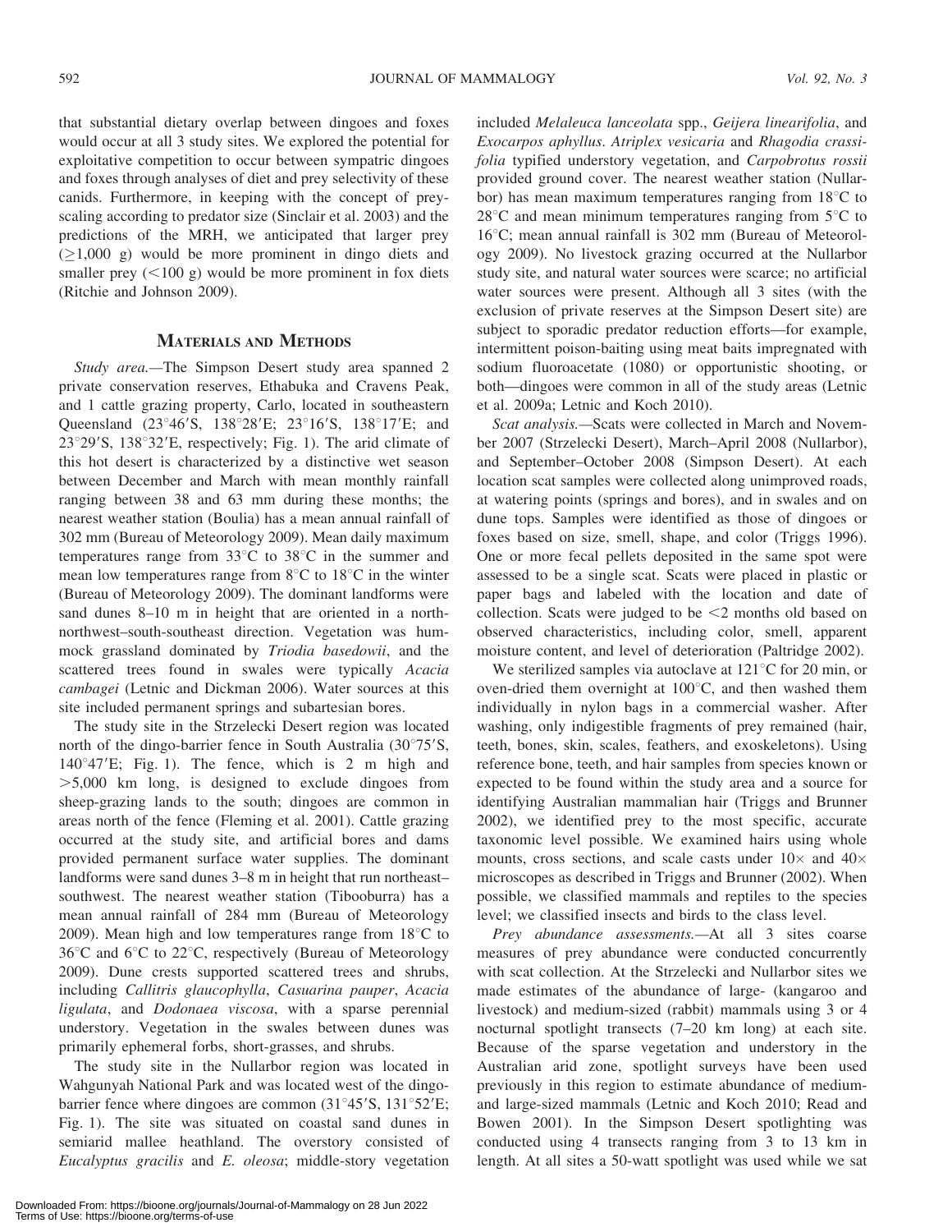that substantial dietary overlap between dingoes and foxes would occur at all 3 study sites. We explored the potential for exploitative competition to occur between sympatric dingoes and foxes through analyses of diet and prey selectivity of these canids. Furthermore, in keeping with the concept of prey-scaling according to predator size (Sinclair et al. 2003) and the predictions of the MRH, we anticipated that larger prey ($\geq$1,000 g) would be more prominent in dingo diets and smaller prey (<100 g) would be more prominent in fox diets (Ritchie and Johnson 2009).

## Materials and Methods

*Study area.*—The Simpson Desert study area spanned 2 private conservation reserves, Ethabuka and Cravens Peak, and 1 cattle grazing property, Carlo, located in southeastern Queensland (23°46′S, 138°28′E; 23°16′S, 138°17′E; and 23°29′S, 138°32′E, respectively; Fig. 1). The arid climate of this hot desert is characterized by a distinctive wet season between December and March with mean monthly rainfall ranging between 38 and 63 mm during these months; the nearest weather station (Boulia) has a mean annual rainfall of 302 mm (Bureau of Meteorology 2009). Mean daily maximum temperatures range from 33°C to 38°C in the summer and mean low temperatures range from 8°C to 18°C in the winter (Bureau of Meteorology 2009). The dominant landforms were sand dunes 8–10 m in height that are oriented in a north-northwest–south-southeast direction. Vegetation was hummock grassland dominated by *Triodia basedowii*, and the scattered trees found in swales were typically *Acacia cambagei* (Letnic and Dickman 2006). Water sources at this site included permanent springs and subartesian bores.

The study site in the Strzelecki Desert region was located north of the dingo-barrier fence in South Australia (30°75′S, 140°47′E; Fig. 1). The fence, which is 2 m high and >5,000 km long, is designed to exclude dingoes from sheep-grazing lands to the south; dingoes are common in areas north of the fence (Fleming et al. 2001). Cattle grazing occurred at the study site, and artificial bores and dams provided permanent surface water supplies. The dominant landforms were sand dunes 3–8 m in height that run northeast–southwest. The nearest weather station (Tibooburra) has a mean annual rainfall of 284 mm (Bureau of Meteorology 2009). Mean high and low temperatures range from 18°C to 36°C and 6°C to 22°C, respectively (Bureau of Meteorology 2009). Dune crests supported scattered trees and shrubs, including *Callitris glaucophylla*, *Casuarina pauper*, *Acacia ligulata*, and *Dodonaea viscosa*, with a sparse perennial understory. Vegetation in the swales between dunes was primarily ephemeral forbs, short-grasses, and shrubs.

The study site in the Nullarbor region was located in Wahgunyah National Park and was located west of the dingo-barrier fence where dingoes are common (31°45′S, 131°52′E; Fig. 1). The site was situated on coastal sand dunes in semiarid mallee heathland. The overstory consisted of *Eucalyptus gracilis* and *E. oleosa*; middle-story vegetation included *Melaleuca lanceolata* spp., *Geijera linearifolia*, and *Exocarpos aphyllus*. *Atriplex vesicaria* and *Rhagodia crassifolia* typified understory vegetation, and *Carpobrotus rossii* provided ground cover. The nearest weather station (Nullarbor) has mean maximum temperatures ranging from 18°C to 28°C and mean minimum temperatures ranging from 5°C to 16°C; mean annual rainfall is 302 mm (Bureau of Meteorology 2009). No livestock grazing occurred at the Nullarbor study site, and natural water sources were scarce; no artificial water sources were present. Although all 3 sites (with the exclusion of private reserves at the Simpson Desert site) are subject to sporadic predator reduction efforts—for example, intermittent poison-baiting using meat baits impregnated with sodium fluoroacetate (1080) or opportunistic shooting, or both—dingoes were common in all of the study areas (Letnic et al. 2009a; Letnic and Koch 2010).

*Scat analysis.*—Scats were collected in March and November 2007 (Strzelecki Desert), March–April 2008 (Nullarbor), and September–October 2008 (Simpson Desert). At each location scat samples were collected along unimproved roads, at watering points (springs and bores), and in swales and on dune tops. Samples were identified as those of dingoes or foxes based on size, smell, shape, and color (Triggs 1996). One or more fecal pellets deposited in the same spot were assessed to be a single scat. Scats were placed in plastic or paper bags and labeled with the location and date of collection. Scats were judged to be <2 months old based on observed characteristics, including color, smell, apparent moisture content, and level of deterioration (Paltridge 2002).

We sterilized samples via autoclave at 121°C for 20 min, or oven-dried them overnight at 100°C, and then washed them individually in nylon bags in a commercial washer. After washing, only indigestible fragments of prey remained (hair, teeth, bones, skin, scales, feathers, and exoskeletons). Using reference bone, teeth, and hair samples from species known or expected to be found within the study area and a source for identifying Australian mammalian hair (Triggs and Brunner 2002), we identified prey to the most specific, accurate taxonomic level possible. We examined hairs using whole mounts, cross sections, and scale casts under 10× and 40× microscopes as described in Triggs and Brunner (2002). When possible, we classified mammals and reptiles to the species level; we classified insects and birds to the class level.

*Prey abundance assessments.*—At all 3 sites coarse measures of prey abundance were conducted concurrently with scat collection. At the Strzelecki and Nullarbor sites we made estimates of the abundance of large- (kangaroo and livestock) and medium-sized (rabbit) mammals using 3 or 4 nocturnal spotlight transects (7–20 km long) at each site. Because of the sparse vegetation and understory in the Australian arid zone, spotlight surveys have been used previously in this region to estimate abundance of medium- and large-sized mammals (Letnic and Koch 2010; Read and Bowen 2001). In the Simpson Desert spotlighting was conducted using 4 transects ranging from 3 to 13 km in length. At all sites a 50-watt spotlight was used while we sat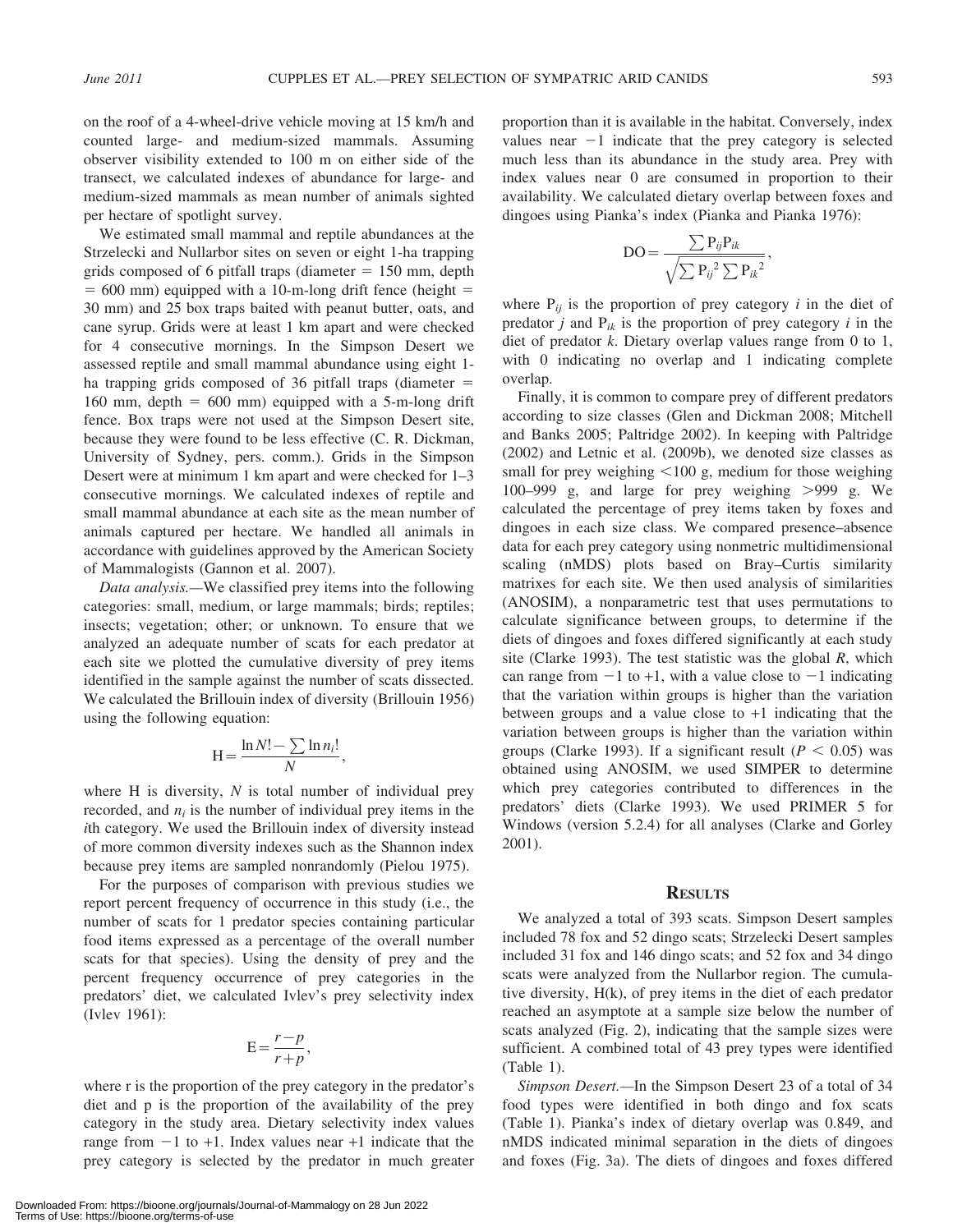on the roof of a 4-wheel-drive vehicle moving at 15 km/h and counted large- and medium-sized mammals. Assuming observer visibility extended to 100 m on either side of the transect, we calculated indexes of abundance for large- and medium-sized mammals as mean number of animals sighted per hectare of spotlight survey.

We estimated small mammal and reptile abundances at the Strzelecki and Nullarbor sites on seven or eight 1-ha trapping grids composed of 6 pitfall traps (diameter = 150 mm, depth = 600 mm) equipped with a 10-m-long drift fence (height = 30 mm) and 25 box traps baited with peanut butter, oats, and cane syrup. Grids were at least 1 km apart and were checked for 4 consecutive mornings. In the Simpson Desert we assessed reptile and small mammal abundance using eight 1-ha trapping grids composed of 36 pitfall traps (diameter = 160 mm, depth = 600 mm) equipped with a 5-m-long drift fence. Box traps were not used at the Simpson Desert site, because they were found to be less effective (C. R. Dickman, University of Sydney, pers. comm.). Grids in the Simpson Desert were at minimum 1 km apart and were checked for 1–3 consecutive mornings. We calculated indexes of reptile and small mammal abundance at each site as the mean number of animals captured per hectare. We handled all animals in accordance with guidelines approved by the American Society of Mammalogists (Gannon et al. 2007).

*Data analysis.*—We classified prey items into the following categories: small, medium, or large mammals; birds; reptiles; insects; vegetation; other; or unknown. To ensure that we analyzed an adequate number of scats for each predator at each site we plotted the cumulative diversity of prey items identified in the sample against the number of scats dissected. We calculated the Brillouin index of diversity (Brillouin 1956) using the following equation:

$$\mathrm{H} = \frac{\ln N! - \sum \ln n_i!}{N},$$

where H is diversity, $N$ is total number of individual prey recorded, and $n_i$ is the number of individual prey items in the $i$th category. We used the Brillouin index of diversity instead of more common diversity indexes such as the Shannon index because prey items are sampled nonrandomly (Pielou 1975).

For the purposes of comparison with previous studies we report percent frequency of occurrence in this study (i.e., the number of scats for 1 predator species containing particular food items expressed as a percentage of the overall number scats for that species). Using the density of prey and the percent frequency occurrence of prey categories in the predators' diet, we calculated Ivlev's prey selectivity index (Ivlev 1961):

$$\mathrm{E} = \frac{r - p}{r + p},$$

where r is the proportion of the prey category in the predator's diet and p is the proportion of the availability of the prey category in the study area. Dietary selectivity index values range from $-1$ to $+1$. Index values near $+1$ indicate that the prey category is selected by the predator in much greater proportion than it is available in the habitat. Conversely, index values near $-1$ indicate that the prey category is selected much less than its abundance in the study area. Prey with index values near 0 are consumed in proportion to their availability. We calculated dietary overlap between foxes and dingoes using Pianka's index (Pianka and Pianka 1976):

$$\mathrm{DO} = \frac{\sum \mathrm{P}_{ij}\mathrm{P}_{ik}}{\sqrt{\sum \mathrm{P}_{ij}^{2} \sum \mathrm{P}_{ik}^{2}}},$$

where $\mathrm{P}_{ij}$ is the proportion of prey category $i$ in the diet of predator $j$ and $\mathrm{P}_{ik}$ is the proportion of prey category $i$ in the diet of predator $k$. Dietary overlap values range from 0 to 1, with 0 indicating no overlap and 1 indicating complete overlap.

Finally, it is common to compare prey of different predators according to size classes (Glen and Dickman 2008; Mitchell and Banks 2005; Paltridge 2002). In keeping with Paltridge (2002) and Letnic et al. (2009b), we denoted size classes as small for prey weighing $<100$ g, medium for those weighing 100–999 g, and large for prey weighing $>999$ g. We calculated the percentage of prey items taken by foxes and dingoes in each size class. We compared presence–absence data for each prey category using nonmetric multidimensional scaling (nMDS) plots based on Bray–Curtis similarity matrixes for each site. We then used analysis of similarities (ANOSIM), a nonparametric test that uses permutations to calculate significance between groups, to determine if the diets of dingoes and foxes differed significantly at each study site (Clarke 1993). The test statistic was the global $R$, which can range from $-1$ to $+1$, with a value close to $-1$ indicating that the variation within groups is higher than the variation between groups and a value close to $+1$ indicating that the variation between groups is higher than the variation within groups (Clarke 1993). If a significant result ($P < 0.05$) was obtained using ANOSIM, we used SIMPER to determine which prey categories contributed to differences in the predators' diets (Clarke 1993). We used PRIMER 5 for Windows (version 5.2.4) for all analyses (Clarke and Gorley 2001).

## Results

We analyzed a total of 393 scats. Simpson Desert samples included 78 fox and 52 dingo scats; Strzelecki Desert samples included 31 fox and 146 dingo scats; and 52 fox and 34 dingo scats were analyzed from the Nullarbor region. The cumulative diversity, H(k), of prey items in the diet of each predator reached an asymptote at a sample size below the number of scats analyzed (Fig. 2), indicating that the sample sizes were sufficient. A combined total of 43 prey types were identified (Table 1).

*Simpson Desert.*—In the Simpson Desert 23 of a total of 34 food types were identified in both dingo and fox scats (Table 1). Pianka's index of dietary overlap was 0.849, and nMDS indicated minimal separation in the diets of dingoes and foxes (Fig. 3a). The diets of dingoes and foxes differed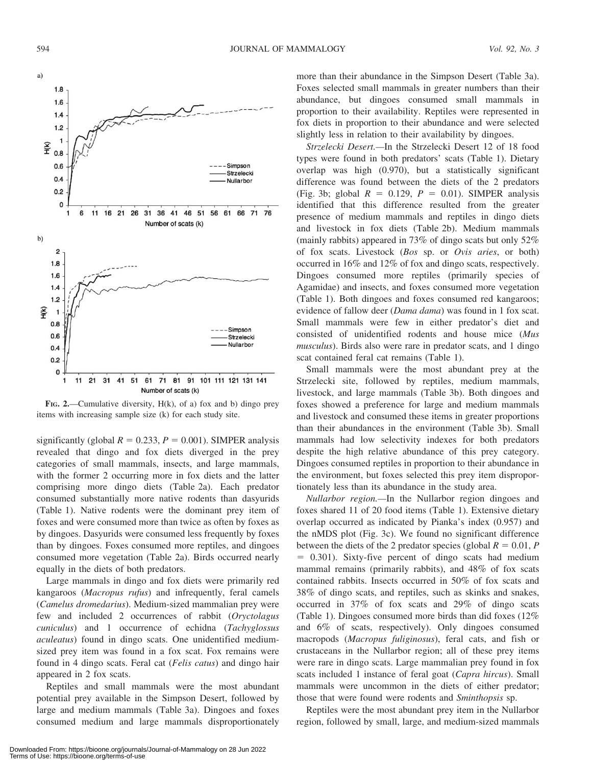FIG. 2.—Cumulative diversity, H(k), of a) fox and b) dingo prey items with increasing sample size (k) for each study site.

significantly (global $R = 0.233$, $P = 0.001$). SIMPER analysis revealed that dingo and fox diets diverged in the prey categories of small mammals, insects, and large mammals, with the former 2 occurring more in fox diets and the latter comprising more dingo diets (Table 2a). Each predator consumed substantially more native rodents than dasyurids (Table 1). Native rodents were the dominant prey item of foxes and were consumed more than twice as often by foxes as by dingoes. Dasyurids were consumed less frequently by foxes than by dingoes. Foxes consumed more reptiles, and dingoes consumed more vegetation (Table 2a). Birds occurred nearly equally in the diets of both predators.

Large mammals in dingo and fox diets were primarily red kangaroos (*Macropus rufus*) and infrequently, feral camels (*Camelus dromedarius*). Medium-sized mammalian prey were few and included 2 occurrences of rabbit (*Oryctolagus cuniculus*) and 1 occurrence of echidna (*Tachyglossus aculeatus*) found in dingo scats. One unidentified medium-sized prey item was found in a fox scat. Fox remains were found in 4 dingo scats. Feral cat (*Felis catus*) and dingo hair appeared in 2 fox scats.

Reptiles and small mammals were the most abundant potential prey available in the Simpson Desert, followed by large and medium mammals (Table 3a). Dingoes and foxes consumed medium and large mammals disproportionately more than their abundance in the Simpson Desert (Table 3a). Foxes selected small mammals in greater numbers than their abundance, but dingoes consumed small mammals in proportion to their availability. Reptiles were represented in fox diets in proportion to their abundance and were selected slightly less in relation to their availability by dingoes.

*Strzelecki Desert.*—In the Strzelecki Desert 12 of 18 food types were found in both predators' scats (Table 1). Dietary overlap was high (0.970), but a statistically significant difference was found between the diets of the 2 predators (Fig. 3b; global $R = 0.129$, $P = 0.01$). SIMPER analysis identified that this difference resulted from the greater presence of medium mammals and reptiles in dingo diets and livestock in fox diets (Table 2b). Medium mammals (mainly rabbits) appeared in 73% of dingo scats but only 52% of fox scats. Livestock (*Bos* sp. or *Ovis aries*, or both) occurred in 16% and 12% of fox and dingo scats, respectively. Dingoes consumed more reptiles (primarily species of Agamidae) and insects, and foxes consumed more vegetation (Table 1). Both dingoes and foxes consumed red kangaroos; evidence of fallow deer (*Dama dama*) was found in 1 fox scat. Small mammals were few in either predator's diet and consisted of unidentified rodents and house mice (*Mus musculus*). Birds also were rare in predator scats, and 1 dingo scat contained feral cat remains (Table 1).

Small mammals were the most abundant prey at the Strzelecki site, followed by reptiles, medium mammals, livestock, and large mammals (Table 3b). Both dingoes and foxes showed a preference for large and medium mammals and livestock and consumed these items in greater proportions than their abundances in the environment (Table 3b). Small mammals had low selectivity indexes for both predators despite the high relative abundance of this prey category. Dingoes consumed reptiles in proportion to their abundance in the environment, but foxes selected this prey item disproportionately less than its abundance in the study area.

*Nullarbor region.*—In the Nullarbor region dingoes and foxes shared 11 of 20 food items (Table 1). Extensive dietary overlap occurred as indicated by Pianka's index (0.957) and the nMDS plot (Fig. 3c). We found no significant difference between the diets of the 2 predator species (global $R = 0.01$, $P = 0.301$). Sixty-five percent of dingo scats had medium mammal remains (primarily rabbits), and 48% of fox scats contained rabbits. Insects occurred in 50% of fox scats and 38% of dingo scats, and reptiles, such as skinks and snakes, occurred in 37% of fox scats and 29% of dingo scats (Table 1). Dingoes consumed more birds than did foxes (12% and 6% of scats, respectively). Only dingoes consumed macropods (*Macropus fuliginosus*), feral cats, and fish or crustaceans in the Nullarbor region; all of these prey items were rare in dingo scats. Large mammalian prey found in fox scats included 1 instance of feral goat (*Capra hircus*). Small mammals were uncommon in the diets of either predator; those that were found were rodents and *Sminthopsis* sp.

Reptiles were the most abundant prey item in the Nullarbor region, followed by small, large, and medium-sized mammals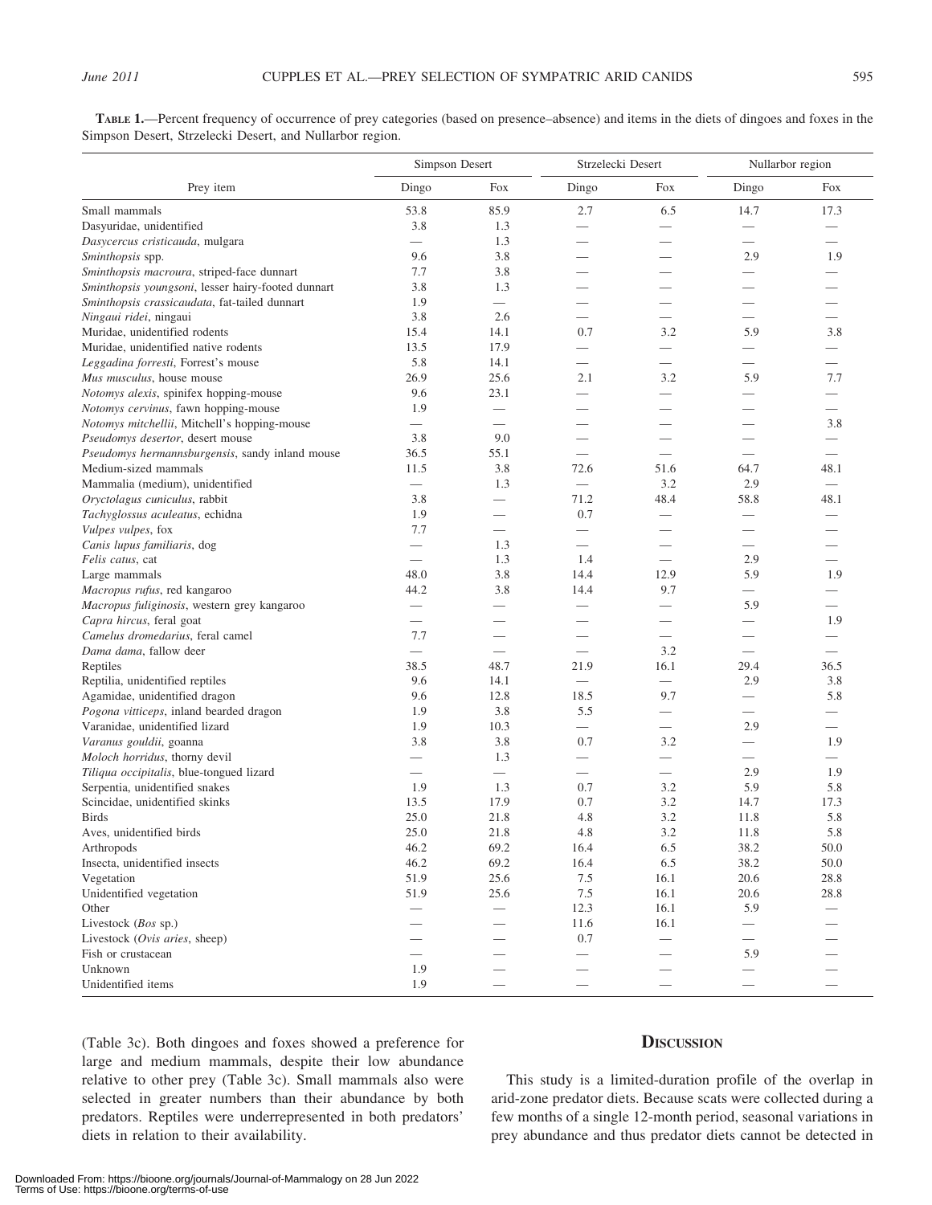**TABLE 1.**—Percent frequency of occurrence of prey categories (based on presence–absence) and items in the diets of dingoes and foxes in the Simpson Desert, Strzelecki Desert, and Nullarbor region.

| Prey item | Simpson Desert | | Strzelecki Desert | | Nullarbor region | |
|---|---|---|---|---|---|---|
| | Dingo | Fox | Dingo | Fox | Dingo | Fox |
| Small mammals | 53.8 | 85.9 | 2.7 | 6.5 | 14.7 | 17.3 |
| Dasyuridae, unidentified | 3.8 | 1.3 | — | — | — | — |
| *Dasycercus cristicauda*, mulgara | — | 1.3 | — | — | — | — |
| *Sminthopsis* spp. | 9.6 | 3.8 | — | — | 2.9 | 1.9 |
| *Sminthopsis macroura*, striped-face dunnart | 7.7 | 3.8 | — | — | — | — |
| *Sminthopsis youngsoni*, lesser hairy-footed dunnart | 3.8 | 1.3 | — | — | — | — |
| *Sminthopsis crassicaudata*, fat-tailed dunnart | 1.9 | — | — | — | — | — |
| *Ningaui ridei*, ningaui | 3.8 | 2.6 | — | — | — | — |
| Muridae, unidentified rodents | 15.4 | 14.1 | 0.7 | 3.2 | 5.9 | 3.8 |
| Muridae, unidentified native rodents | 13.5 | 17.9 | — | — | — | — |
| *Leggadina forresti*, Forrest's mouse | 5.8 | 14.1 | — | — | — | — |
| *Mus musculus*, house mouse | 26.9 | 25.6 | 2.1 | 3.2 | 5.9 | 7.7 |
| *Notomys alexis*, spinifex hopping-mouse | 9.6 | 23.1 | — | — | — | — |
| *Notomys cervinus*, fawn hopping-mouse | 1.9 | — | — | — | — | — |
| *Notomys mitchellii*, Mitchell's hopping-mouse | — | — | — | — | — | 3.8 |
| *Pseudomys desertor*, desert mouse | 3.8 | 9.0 | — | — | — | — |
| *Pseudomys hermannsburgensis*, sandy inland mouse | 36.5 | 55.1 | — | — | — | — |
| Medium-sized mammals | 11.5 | 3.8 | 72.6 | 51.6 | 64.7 | 48.1 |
| Mammalia (medium), unidentified | — | 1.3 | — | 3.2 | 2.9 | — |
| *Oryctolagus cuniculus*, rabbit | 3.8 | — | 71.2 | 48.4 | 58.8 | 48.1 |
| *Tachyglossus aculeatus*, echidna | 1.9 | — | 0.7 | — | — | — |
| *Vulpes vulpes*, fox | 7.7 | — | — | — | — | — |
| *Canis lupus familiaris*, dog | — | 1.3 | — | — | — | — |
| *Felis catus*, cat | — | 1.3 | 1.4 | — | 2.9 | — |
| Large mammals | 48.0 | 3.8 | 14.4 | 12.9 | 5.9 | 1.9 |
| *Macropus rufus*, red kangaroo | 44.2 | 3.8 | 14.4 | 9.7 | — | — |
| *Macropus fuliginosis*, western grey kangaroo | — | — | — | — | 5.9 | — |
| *Capra hircus*, feral goat | — | — | — | — | — | 1.9 |
| *Camelus dromedarius*, feral camel | 7.7 | — | — | — | — | — |
| *Dama dama*, fallow deer | — | — | — | 3.2 | — | — |
| Reptiles | 38.5 | 48.7 | 21.9 | 16.1 | 29.4 | 36.5 |
| Reptilia, unidentified reptiles | 9.6 | 14.1 | — | — | 2.9 | 3.8 |
| Agamidae, unidentified dragon | 9.6 | 12.8 | 18.5 | 9.7 | — | 5.8 |
| *Pogona vitticeps*, inland bearded dragon | 1.9 | 3.8 | 5.5 | — | — | — |
| Varanidae, unidentified lizard | 1.9 | 10.3 | — | — | 2.9 | — |
| *Varanus gouldii*, goanna | 3.8 | 3.8 | 0.7 | 3.2 | — | 1.9 |
| *Moloch horridus*, thorny devil | — | 1.3 | — | — | — | — |
| *Tiliqua occipitalis*, blue-tongued lizard | — | — | — | — | 2.9 | 1.9 |
| Serpentia, unidentified snakes | 1.9 | 1.3 | 0.7 | 3.2 | 5.9 | 5.8 |
| Scincidae, unidentified skinks | 13.5 | 17.9 | 0.7 | 3.2 | 14.7 | 17.3 |
| Birds | 25.0 | 21.8 | 4.8 | 3.2 | 11.8 | 5.8 |
| Aves, unidentified birds | 25.0 | 21.8 | 4.8 | 3.2 | 11.8 | 5.8 |
| Arthropods | 46.2 | 69.2 | 16.4 | 6.5 | 38.2 | 50.0 |
| Insecta, unidentified insects | 46.2 | 69.2 | 16.4 | 6.5 | 38.2 | 50.0 |
| Vegetation | 51.9 | 25.6 | 7.5 | 16.1 | 20.6 | 28.8 |
| Unidentified vegetation | 51.9 | 25.6 | 7.5 | 16.1 | 20.6 | 28.8 |
| Other | — | — | 12.3 | 16.1 | 5.9 | — |
| Livestock (*Bos* sp.) | — | — | 11.6 | 16.1 | — | — |
| Livestock (*Ovis aries*, sheep) | — | — | 0.7 | — | — | — |
| Fish or crustacean | — | — | — | — | 5.9 | — |
| Unknown | 1.9 | — | — | — | — | — |
| Unidentified items | 1.9 | — | — | — | — | — |

(Table 3c). Both dingoes and foxes showed a preference for large and medium mammals, despite their low abundance relative to other prey (Table 3c). Small mammals also were selected in greater numbers than their abundance by both predators. Reptiles were underrepresented in both predators' diets in relation to their availability.

## DISCUSSION

This study is a limited-duration profile of the overlap in arid-zone predator diets. Because scats were collected during a few months of a single 12-month period, seasonal variations in prey abundance and thus predator diets cannot be detected in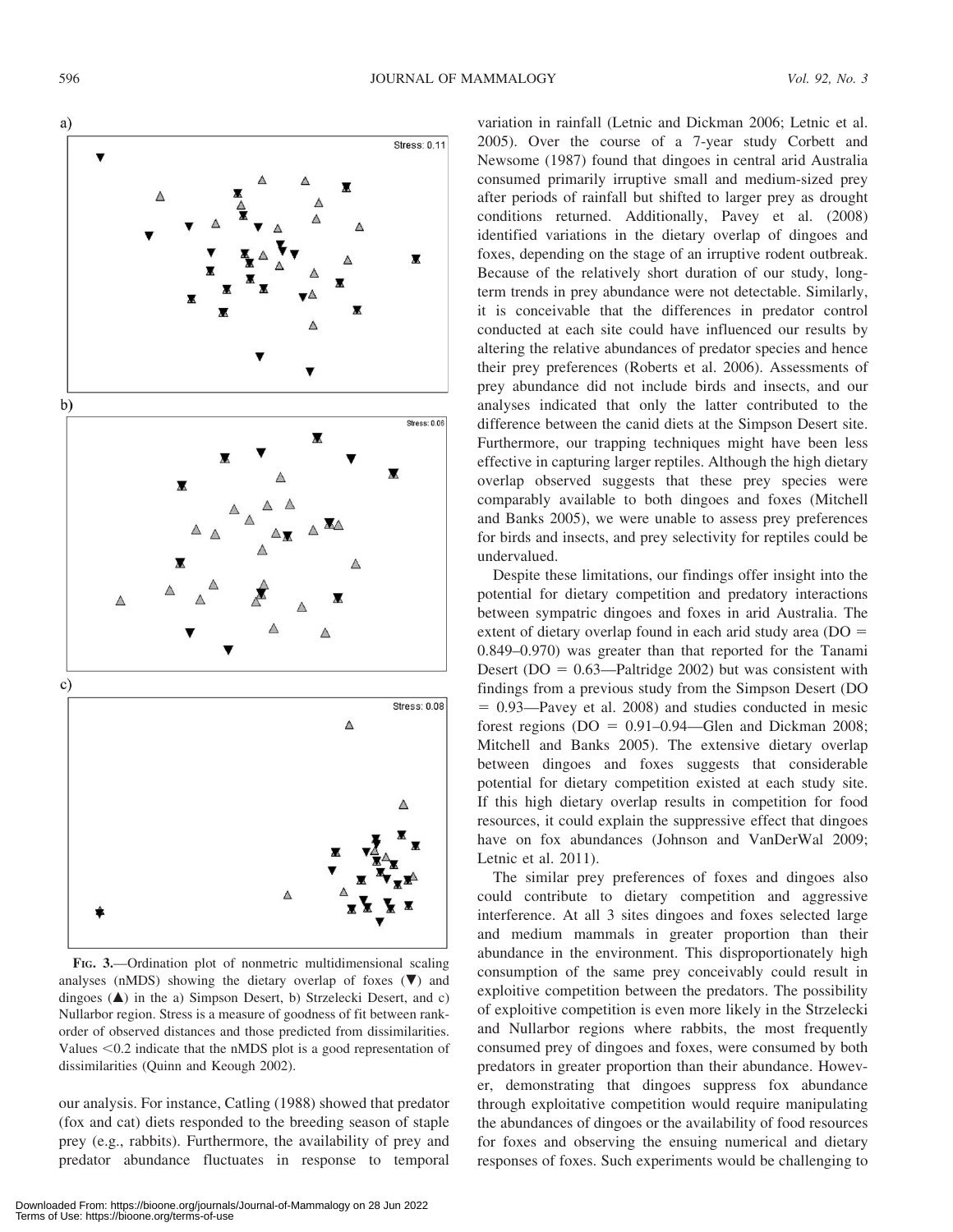FIG. 3.—Ordination plot of nonmetric multidimensional scaling analyses (nMDS) showing the dietary overlap of foxes (▼) and dingoes (▲) in the a) Simpson Desert, b) Strzelecki Desert, and c) Nullarbor region. Stress is a measure of goodness of fit between rank-order of observed distances and those predicted from dissimilarities. Values <0.2 indicate that the nMDS plot is a good representation of dissimilarities (Quinn and Keough 2002).

our analysis. For instance, Catling (1988) showed that predator (fox and cat) diets responded to the breeding season of staple prey (e.g., rabbits). Furthermore, the availability of prey and predator abundance fluctuates in response to temporal variation in rainfall (Letnic and Dickman 2006; Letnic et al. 2005). Over the course of a 7-year study Corbett and Newsome (1987) found that dingoes in central arid Australia consumed primarily irruptive small and medium-sized prey after periods of rainfall but shifted to larger prey as drought conditions returned. Additionally, Pavey et al. (2008) identified variations in the dietary overlap of dingoes and foxes, depending on the stage of an irruptive rodent outbreak. Because of the relatively short duration of our study, long-term trends in prey abundance were not detectable. Similarly, it is conceivable that the differences in predator control conducted at each site could have influenced our results by altering the relative abundances of predator species and hence their prey preferences (Roberts et al. 2006). Assessments of prey abundance did not include birds and insects, and our analyses indicated that only the latter contributed to the difference between the canid diets at the Simpson Desert site. Furthermore, our trapping techniques might have been less effective in capturing larger reptiles. Although the high dietary overlap observed suggests that these prey species were comparably available to both dingoes and foxes (Mitchell and Banks 2005), we were unable to assess prey preferences for birds and insects, and prey selectivity for reptiles could be undervalued.

Despite these limitations, our findings offer insight into the potential for dietary competition and predatory interactions between sympatric dingoes and foxes in arid Australia. The extent of dietary overlap found in each arid study area (DO = 0.849–0.970) was greater than that reported for the Tanami Desert (DO = 0.63—Paltridge 2002) but was consistent with findings from a previous study from the Simpson Desert (DO = 0.93—Pavey et al. 2008) and studies conducted in mesic forest regions (DO = 0.91–0.94—Glen and Dickman 2008; Mitchell and Banks 2005). The extensive dietary overlap between dingoes and foxes suggests that considerable potential for dietary competition existed at each study site. If this high dietary overlap results in competition for food resources, it could explain the suppressive effect that dingoes have on fox abundances (Johnson and VanDerWal 2009; Letnic et al. 2011).

The similar prey preferences of foxes and dingoes also could contribute to dietary competition and aggressive interference. At all 3 sites dingoes and foxes selected large and medium mammals in greater proportion than their abundance in the environment. This disproportionately high consumption of the same prey conceivably could result in exploitive competition between the predators. The possibility of exploitive competition is even more likely in the Strzelecki and Nullarbor regions where rabbits, the most frequently consumed prey of dingoes and foxes, were consumed by both predators in greater proportion than their abundance. However, demonstrating that dingoes suppress fox abundance through exploitative competition would require manipulating the abundances of dingoes or the availability of food resources for foxes and observing the ensuing numerical and dietary responses of foxes. Such experiments would be challenging to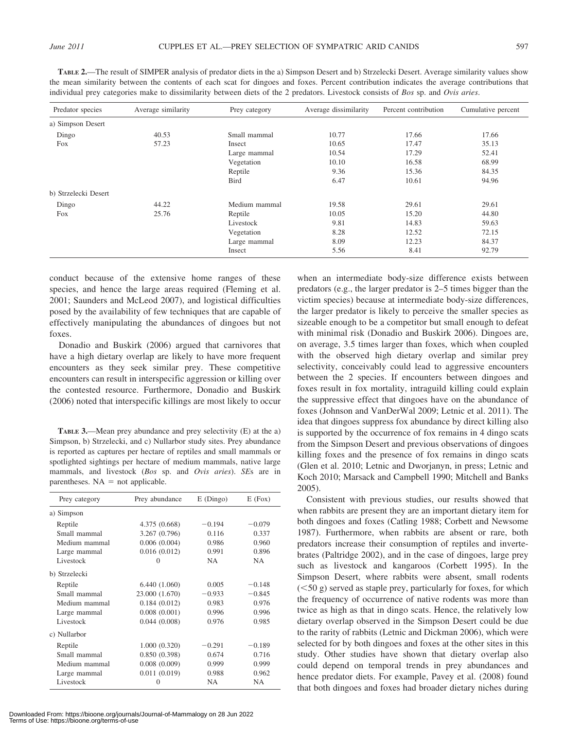**Table 2.**—The result of SIMPER analysis of predator diets in the a) Simpson Desert and b) Strzelecki Desert. Average similarity values show the mean similarity between the contents of each scat for dingoes and foxes. Percent contribution indicates the average contributions that individual prey categories make to dissimilarity between diets of the 2 predators. Livestock consists of *Bos* sp. and *Ovis aries*.

| Predator species | Average similarity | Prey category | Average dissimilarity | Percent contribution | Cumulative percent |
|---|---|---|---|---|---|
| a) Simpson Desert | | | | | |
| Dingo | 40.53 | Small mammal | 10.77 | 17.66 | 17.66 |
| Fox | 57.23 | Insect | 10.65 | 17.47 | 35.13 |
| | | Large mammal | 10.54 | 17.29 | 52.41 |
| | | Vegetation | 10.10 | 16.58 | 68.99 |
| | | Reptile | 9.36 | 15.36 | 84.35 |
| | | Bird | 6.47 | 10.61 | 94.96 |
| b) Strzelecki Desert | | | | | |
| Dingo | 44.22 | Medium mammal | 19.58 | 29.61 | 29.61 |
| Fox | 25.76 | Reptile | 10.05 | 15.20 | 44.80 |
| | | Livestock | 9.81 | 14.83 | 59.63 |
| | | Vegetation | 8.28 | 12.52 | 72.15 |
| | | Large mammal | 8.09 | 12.23 | 84.37 |
| | | Insect | 5.56 | 8.41 | 92.79 |

conduct because of the extensive home ranges of these species, and hence the large areas required (Fleming et al. 2001; Saunders and McLeod 2007), and logistical difficulties posed by the availability of few techniques that are capable of effectively manipulating the abundances of dingoes but not foxes.

Donadio and Buskirk (2006) argued that carnivores that have a high dietary overlap are likely to have more frequent encounters as they seek similar prey. These competitive encounters can result in interspecific aggression or killing over the contested resource. Furthermore, Donadio and Buskirk (2006) noted that interspecific killings are most likely to occur when an intermediate body-size difference exists between predators (e.g., the larger predator is 2–5 times bigger than the victim species) because at intermediate body-size differences, the larger predator is likely to perceive the smaller species as sizeable enough to be a competitor but small enough to defeat with minimal risk (Donadio and Buskirk 2006). Dingoes are, on average, 3.5 times larger than foxes, which when coupled with the observed high dietary overlap and similar prey selectivity, conceivably could lead to aggressive encounters between the 2 species. If encounters between dingoes and foxes result in fox mortality, intraguild killing could explain the suppressive effect that dingoes have on the abundance of foxes (Johnson and VanDerWal 2009; Letnic et al. 2011). The idea that dingoes suppress fox abundance by direct killing also is supported by the occurrence of fox remains in 4 dingo scats from the Simpson Desert and previous observations of dingoes killing foxes and the presence of fox remains in dingo scats (Glen et al. 2010; Letnic and Dworjanyn, in press; Letnic and Koch 2010; Marsack and Campbell 1990; Mitchell and Banks 2005).

**Table 3.**—Mean prey abundance and prey selectivity (E) at the a) Simpson, b) Strzelecki, and c) Nullarbor study sites. Prey abundance is reported as captures per hectare of reptiles and small mammals or spotlighted sightings per hectare of medium mammals, native large mammals, and livestock (*Bos* sp. and *Ovis aries*). *SE*s are in parentheses. NA = not applicable.

| Prey category | Prey abundance | E (Dingo) | E (Fox) |
|---|---|---|---|
| a) Simpson | | | |
| Reptile | 4.375 (0.668) | −0.194 | −0.079 |
| Small mammal | 3.267 (0.796) | 0.116 | 0.337 |
| Medium mammal | 0.006 (0.004) | 0.986 | 0.960 |
| Large mammal | 0.016 (0.012) | 0.991 | 0.896 |
| Livestock | 0 | NA | NA |
| b) Strzelecki | | | |
| Reptile | 6.440 (1.060) | 0.005 | −0.148 |
| Small mammal | 23.000 (1.670) | −0.933 | −0.845 |
| Medium mammal | 0.184 (0.012) | 0.983 | 0.976 |
| Large mammal | 0.008 (0.001) | 0.996 | 0.996 |
| Livestock | 0.044 (0.008) | 0.976 | 0.985 |
| c) Nullarbor | | | |
| Reptile | 1.000 (0.320) | −0.291 | −0.189 |
| Small mammal | 0.850 (0.398) | 0.674 | 0.716 |
| Medium mammal | 0.008 (0.009) | 0.999 | 0.999 |
| Large mammal | 0.011 (0.019) | 0.988 | 0.962 |
| Livestock | 0 | NA | NA |

Consistent with previous studies, our results showed that when rabbits are present they are an important dietary item for both dingoes and foxes (Catling 1988; Corbett and Newsome 1987). Furthermore, when rabbits are absent or rare, both predators increase their consumption of reptiles and invertebrates (Paltridge 2002), and in the case of dingoes, large prey such as livestock and kangaroos (Corbett 1995). In the Simpson Desert, where rabbits were absent, small rodents (<50 g) served as staple prey, particularly for foxes, for which the frequency of occurrence of native rodents was more than twice as high as that in dingo scats. Hence, the relatively low dietary overlap observed in the Simpson Desert could be due to the rarity of rabbits (Letnic and Dickman 2006), which were selected for by both dingoes and foxes at the other sites in this study. Other studies have shown that dietary overlap also could depend on temporal trends in prey abundances and hence predator diets. For example, Pavey et al. (2008) found that both dingoes and foxes had broader dietary niches during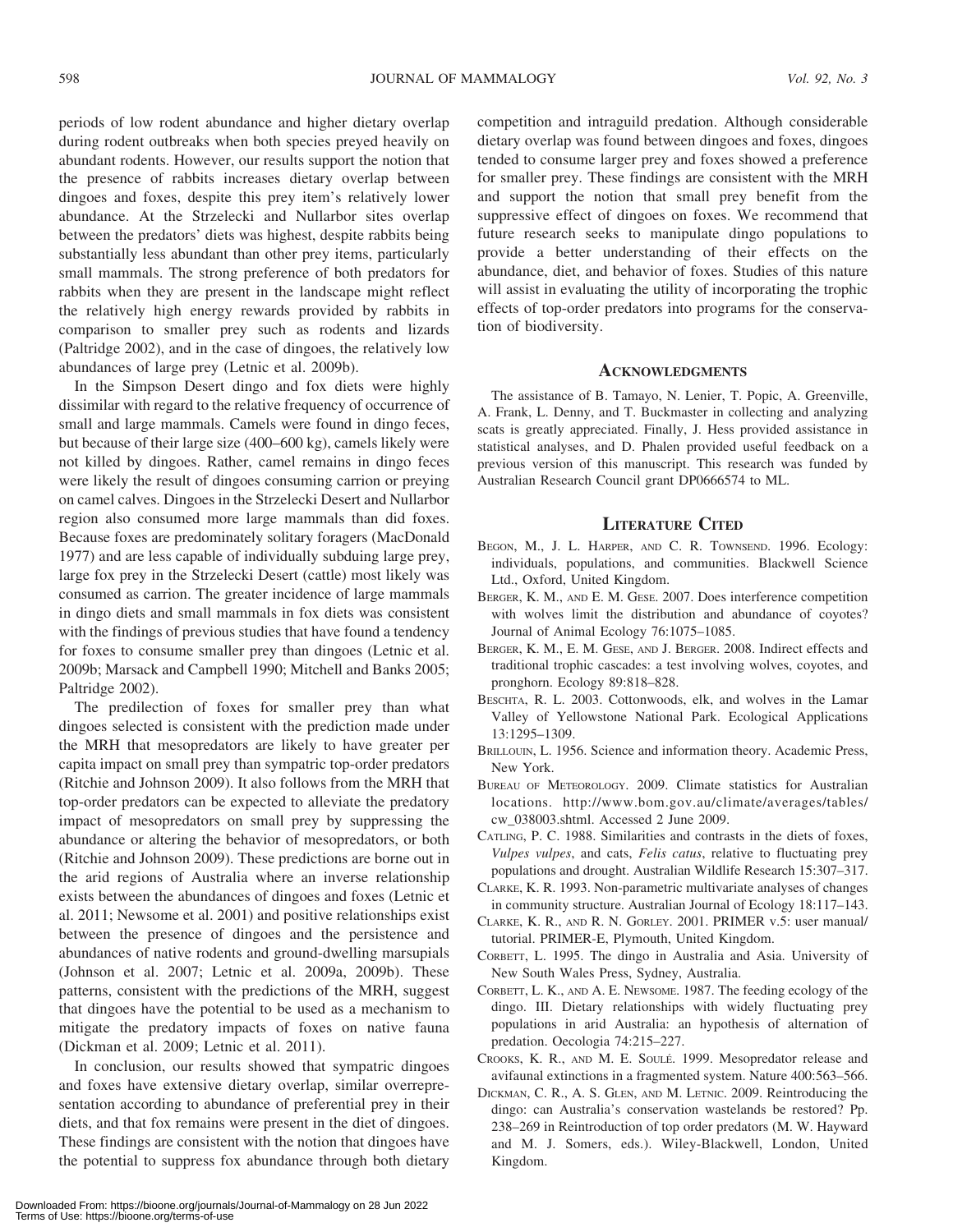periods of low rodent abundance and higher dietary overlap during rodent outbreaks when both species preyed heavily on abundant rodents. However, our results support the notion that the presence of rabbits increases dietary overlap between dingoes and foxes, despite this prey item's relatively lower abundance. At the Strzelecki and Nullarbor sites overlap between the predators' diets was highest, despite rabbits being substantially less abundant than other prey items, particularly small mammals. The strong preference of both predators for rabbits when they are present in the landscape might reflect the relatively high energy rewards provided by rabbits in comparison to smaller prey such as rodents and lizards (Paltridge 2002), and in the case of dingoes, the relatively low abundances of large prey (Letnic et al. 2009b).

In the Simpson Desert dingo and fox diets were highly dissimilar with regard to the relative frequency of occurrence of small and large mammals. Camels were found in dingo feces, but because of their large size (400–600 kg), camels likely were not killed by dingoes. Rather, camel remains in dingo feces were likely the result of dingoes consuming carrion or preying on camel calves. Dingoes in the Strzelecki Desert and Nullarbor region also consumed more large mammals than did foxes. Because foxes are predominately solitary foragers (MacDonald 1977) and are less capable of individually subduing large prey, large fox prey in the Strzelecki Desert (cattle) most likely was consumed as carrion. The greater incidence of large mammals in dingo diets and small mammals in fox diets was consistent with the findings of previous studies that have found a tendency for foxes to consume smaller prey than dingoes (Letnic et al. 2009b; Marsack and Campbell 1990; Mitchell and Banks 2005; Paltridge 2002).

The predilection of foxes for smaller prey than what dingoes selected is consistent with the prediction made under the MRH that mesopredators are likely to have greater per capita impact on small prey than sympatric top-order predators (Ritchie and Johnson 2009). It also follows from the MRH that top-order predators can be expected to alleviate the predatory impact of mesopredators on small prey by suppressing the abundance or altering the behavior of mesopredators, or both (Ritchie and Johnson 2009). These predictions are borne out in the arid regions of Australia where an inverse relationship exists between the abundances of dingoes and foxes (Letnic et al. 2011; Newsome et al. 2001) and positive relationships exist between the presence of dingoes and the persistence and abundances of native rodents and ground-dwelling marsupials (Johnson et al. 2007; Letnic et al. 2009a, 2009b). These patterns, consistent with the predictions of the MRH, suggest that dingoes have the potential to be used as a mechanism to mitigate the predatory impacts of foxes on native fauna (Dickman et al. 2009; Letnic et al. 2011).

In conclusion, our results showed that sympatric dingoes and foxes have extensive dietary overlap, similar overrepresentation according to abundance of preferential prey in their diets, and that fox remains were present in the diet of dingoes. These findings are consistent with the notion that dingoes have the potential to suppress fox abundance through both dietary competition and intraguild predation. Although considerable dietary overlap was found between dingoes and foxes, dingoes tended to consume larger prey and foxes showed a preference for smaller prey. These findings are consistent with the MRH and support the notion that small prey benefit from the suppressive effect of dingoes on foxes. We recommend that future research seeks to manipulate dingo populations to provide a better understanding of their effects on the abundance, diet, and behavior of foxes. Studies of this nature will assist in evaluating the utility of incorporating the trophic effects of top-order predators into programs for the conservation of biodiversity.

## Acknowledgments

The assistance of B. Tamayo, N. Lenier, T. Popic, A. Greenville, A. Frank, L. Denny, and T. Buckmaster in collecting and analyzing scats is greatly appreciated. Finally, J. Hess provided assistance in statistical analyses, and D. Phalen provided useful feedback on a previous version of this manuscript. This research was funded by Australian Research Council grant DP0666574 to ML.

## Literature Cited

Begon, M., J. L. Harper, and C. R. Townsend. 1996. Ecology: individuals, populations, and communities. Blackwell Science Ltd., Oxford, United Kingdom.

Berger, K. M., and E. M. Gese. 2007. Does interference competition with wolves limit the distribution and abundance of coyotes? Journal of Animal Ecology 76:1075–1085.

Berger, K. M., E. M. Gese, and J. Berger. 2008. Indirect effects and traditional trophic cascades: a test involving wolves, coyotes, and pronghorn. Ecology 89:818–828.

Beschta, R. L. 2003. Cottonwoods, elk, and wolves in the Lamar Valley of Yellowstone National Park. Ecological Applications 13:1295–1309.

Brillouin, L. 1956. Science and information theory. Academic Press, New York.

Bureau of Meteorology. 2009. Climate statistics for Australian locations. http://www.bom.gov.au/climate/averages/tables/cw_038003.shtml. Accessed 2 June 2009.

Catling, P. C. 1988. Similarities and contrasts in the diets of foxes, *Vulpes vulpes*, and cats, *Felis catus*, relative to fluctuating prey populations and drought. Australian Wildlife Research 15:307–317.

Clarke, K. R. 1993. Non-parametric multivariate analyses of changes in community structure. Australian Journal of Ecology 18:117–143.

Clarke, K. R., and R. N. Gorley. 2001. PRIMER v.5: user manual/tutorial. PRIMER-E, Plymouth, United Kingdom.

Corbett, L. 1995. The dingo in Australia and Asia. University of New South Wales Press, Sydney, Australia.

Corbett, L. K., and A. E. Newsome. 1987. The feeding ecology of the dingo. III. Dietary relationships with widely fluctuating prey populations in arid Australia: an hypothesis of alternation of predation. Oecologia 74:215–227.

Crooks, K. R., and M. E. Soulé. 1999. Mesopredator release and avifaunal extinctions in a fragmented system. Nature 400:563–566.

Dickman, C. R., A. S. Glen, and M. Letnic. 2009. Reintroducing the dingo: can Australia's conservation wastelands be restored? Pp. 238–269 in Reintroduction of top order predators (M. W. Hayward and M. J. Somers, eds.). Wiley-Blackwell, London, United Kingdom.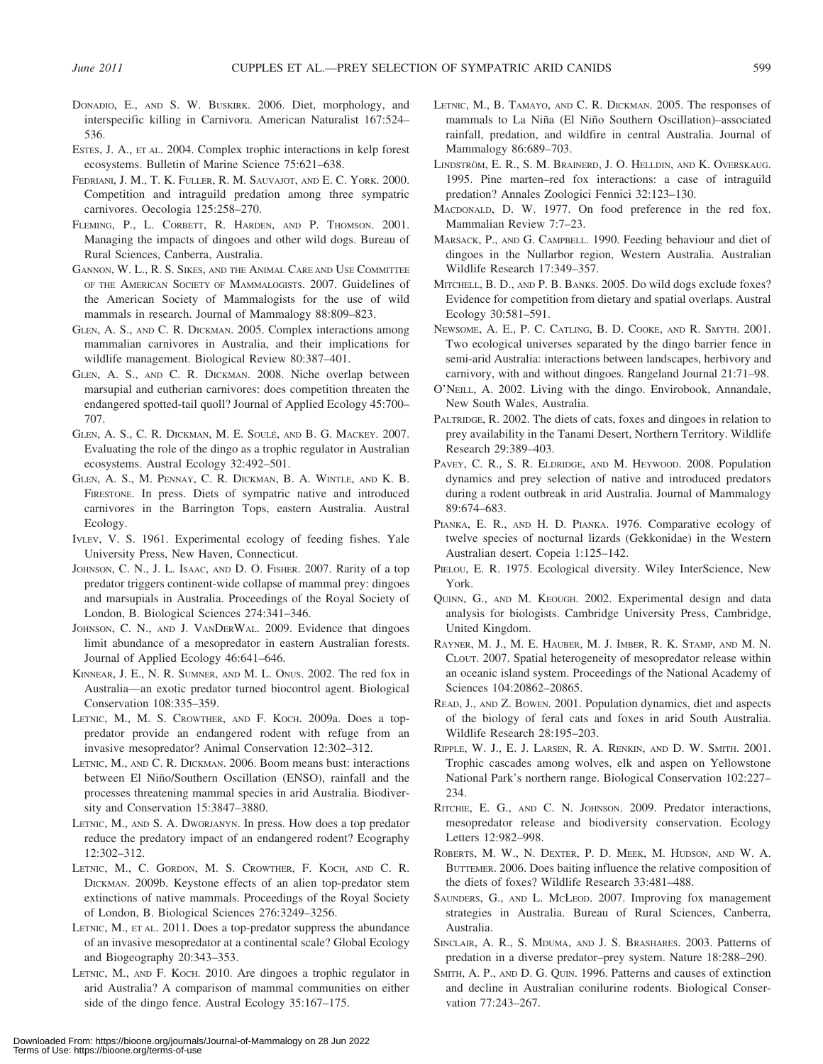Donadio, E., and S. W. Buskirk. 2006. Diet, morphology, and interspecific killing in Carnivora. American Naturalist 167:524–536.

Estes, J. A., et al. 2004. Complex trophic interactions in kelp forest ecosystems. Bulletin of Marine Science 75:621–638.

Fedriani, J. M., T. K. Fuller, R. M. Sauvajot, and E. C. York. 2000. Competition and intraguild predation among three sympatric carnivores. Oecologia 125:258–270.

Fleming, P., L. Corbett, R. Harden, and P. Thomson. 2001. Managing the impacts of dingoes and other wild dogs. Bureau of Rural Sciences, Canberra, Australia.

Gannon, W. L., R. S. Sikes, and the Animal Care and Use Committee of the American Society of Mammalogists. 2007. Guidelines of the American Society of Mammalogists for the use of wild mammals in research. Journal of Mammalogy 88:809–823.

Glen, A. S., and C. R. Dickman. 2005. Complex interactions among mammalian carnivores in Australia, and their implications for wildlife management. Biological Review 80:387–401.

Glen, A. S., and C. R. Dickman. 2008. Niche overlap between marsupial and eutherian carnivores: does competition threaten the endangered spotted-tail quoll? Journal of Applied Ecology 45:700–707.

Glen, A. S., C. R. Dickman, M. E. Soulé, and B. G. Mackey. 2007. Evaluating the role of the dingo as a trophic regulator in Australian ecosystems. Austral Ecology 32:492–501.

Glen, A. S., M. Pennay, C. R. Dickman, B. A. Wintle, and K. B. Firestone. In press. Diets of sympatric native and introduced carnivores in the Barrington Tops, eastern Australia. Austral Ecology.

Ivlev, V. S. 1961. Experimental ecology of feeding fishes. Yale University Press, New Haven, Connecticut.

Johnson, C. N., J. L. Isaac, and D. O. Fisher. 2007. Rarity of a top predator triggers continent-wide collapse of mammal prey: dingoes and marsupials in Australia. Proceedings of the Royal Society of London, B. Biological Sciences 274:341–346.

Johnson, C. N., and J. VanDerWal. 2009. Evidence that dingoes limit abundance of a mesopredator in eastern Australian forests. Journal of Applied Ecology 46:641–646.

Kinnear, J. E., N. R. Sumner, and M. L. Onus. 2002. The red fox in Australia—an exotic predator turned biocontrol agent. Biological Conservation 108:335–359.

Letnic, M., M. S. Crowther, and F. Koch. 2009a. Does a top-predator provide an endangered rodent with refuge from an invasive mesopredator? Animal Conservation 12:302–312.

Letnic, M., and C. R. Dickman. 2006. Boom means bust: interactions between El Niño/Southern Oscillation (ENSO), rainfall and the processes threatening mammal species in arid Australia. Biodiversity and Conservation 15:3847–3880.

Letnic, M., and S. A. Dworjanyn. In press. How does a top predator reduce the predatory impact of an endangered rodent? Ecography 12:302–312.

Letnic, M., C. Gordon, M. S. Crowther, F. Koch, and C. R. Dickman. 2009b. Keystone effects of an alien top-predator stem extinctions of native mammals. Proceedings of the Royal Society of London, B. Biological Sciences 276:3249–3256.

Letnic, M., et al. 2011. Does a top-predator suppress the abundance of an invasive mesopredator at a continental scale? Global Ecology and Biogeography 20:343–353.

Letnic, M., and F. Koch. 2010. Are dingoes a trophic regulator in arid Australia? A comparison of mammal communities on either side of the dingo fence. Austral Ecology 35:167–175.

Letnic, M., B. Tamayo, and C. R. Dickman. 2005. The responses of mammals to La Niña (El Niño Southern Oscillation)–associated rainfall, predation, and wildfire in central Australia. Journal of Mammalogy 86:689–703.

Lindström, E. R., S. M. Brainerd, J. O. Helldin, and K. Overskaug. 1995. Pine marten–red fox interactions: a case of intraguild predation? Annales Zoologici Fennici 32:123–130.

Macdonald, D. W. 1977. On food preference in the red fox. Mammalian Review 7:7–23.

Marsack, P., and G. Campbell. 1990. Feeding behaviour and diet of dingoes in the Nullarbor region, Western Australia. Australian Wildlife Research 17:349–357.

Mitchell, B. D., and P. B. Banks. 2005. Do wild dogs exclude foxes? Evidence for competition from dietary and spatial overlaps. Austral Ecology 30:581–591.

Newsome, A. E., P. C. Catling, B. D. Cooke, and R. Smyth. 2001. Two ecological universes separated by the dingo barrier fence in semi-arid Australia: interactions between landscapes, herbivory and carnivory, with and without dingoes. Rangeland Journal 21:71–98.

O'Neill, A. 2002. Living with the dingo. Envirobook, Annandale, New South Wales, Australia.

Paltridge, R. 2002. The diets of cats, foxes and dingoes in relation to prey availability in the Tanami Desert, Northern Territory. Wildlife Research 29:389–403.

Pavey, C. R., S. R. Eldridge, and M. Heywood. 2008. Population dynamics and prey selection of native and introduced predators during a rodent outbreak in arid Australia. Journal of Mammalogy 89:674–683.

Pianka, E. R., and H. D. Pianka. 1976. Comparative ecology of twelve species of nocturnal lizards (Gekkonidae) in the Western Australian desert. Copeia 1:125–142.

Pielou, E. R. 1975. Ecological diversity. Wiley InterScience, New York.

Quinn, G., and M. Keough. 2002. Experimental design and data analysis for biologists. Cambridge University Press, Cambridge, United Kingdom.

Rayner, M. J., M. E. Hauber, M. J. Imber, R. K. Stamp, and M. N. Clout. 2007. Spatial heterogeneity of mesopredator release within an oceanic island system. Proceedings of the National Academy of Sciences 104:20862–20865.

Read, J., and Z. Bowen. 2001. Population dynamics, diet and aspects of the biology of feral cats and foxes in arid South Australia. Wildlife Research 28:195–203.

Ripple, W. J., E. J. Larsen, R. A. Renkin, and D. W. Smith. 2001. Trophic cascades among wolves, elk and aspen on Yellowstone National Park's northern range. Biological Conservation 102:227–234.

Ritchie, E. G., and C. N. Johnson. 2009. Predator interactions, mesopredator release and biodiversity conservation. Ecology Letters 12:982–998.

Roberts, M. W., N. Dexter, P. D. Meek, M. Hudson, and W. A. Buttemer. 2006. Does baiting influence the relative composition of the diets of foxes? Wildlife Research 33:481–488.

Saunders, G., and L. McLeod. 2007. Improving fox management strategies in Australia. Bureau of Rural Sciences, Canberra, Australia.

Sinclair, A. R., S. Mduma, and J. S. Brashares. 2003. Patterns of predation in a diverse predator–prey system. Nature 18:288–290.

Smith, A. P., and D. G. Quin. 1996. Patterns and causes of extinction and decline in Australian conilurine rodents. Biological Conservation 77:243–267.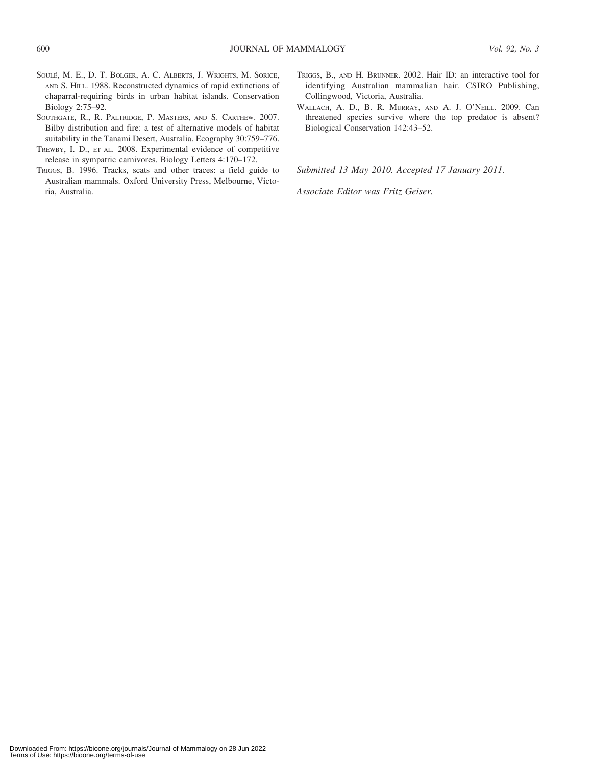Soulé, M. E., D. T. Bolger, A. C. Alberts, J. Wrights, M. Sorice, and S. Hill. 1988. Reconstructed dynamics of rapid extinctions of chaparral-requiring birds in urban habitat islands. Conservation Biology 2:75–92.

Southgate, R., R. Paltridge, P. Masters, and S. Carthew. 2007. Bilby distribution and fire: a test of alternative models of habitat suitability in the Tanami Desert, Australia. Ecography 30:759–776.

Trewby, I. D., et al. 2008. Experimental evidence of competitive release in sympatric carnivores. Biology Letters 4:170–172.

Triggs, B. 1996. Tracks, scats and other traces: a field guide to Australian mammals. Oxford University Press, Melbourne, Victoria, Australia.

Triggs, B., and H. Brunner. 2002. Hair ID: an interactive tool for identifying Australian mammalian hair. CSIRO Publishing, Collingwood, Victoria, Australia.

Wallach, A. D., B. R. Murray, and A. J. O'Neill. 2009. Can threatened species survive where the top predator is absent? Biological Conservation 142:43–52.

*Submitted 13 May 2010. Accepted 17 January 2011.*

*Associate Editor was Fritz Geiser.*